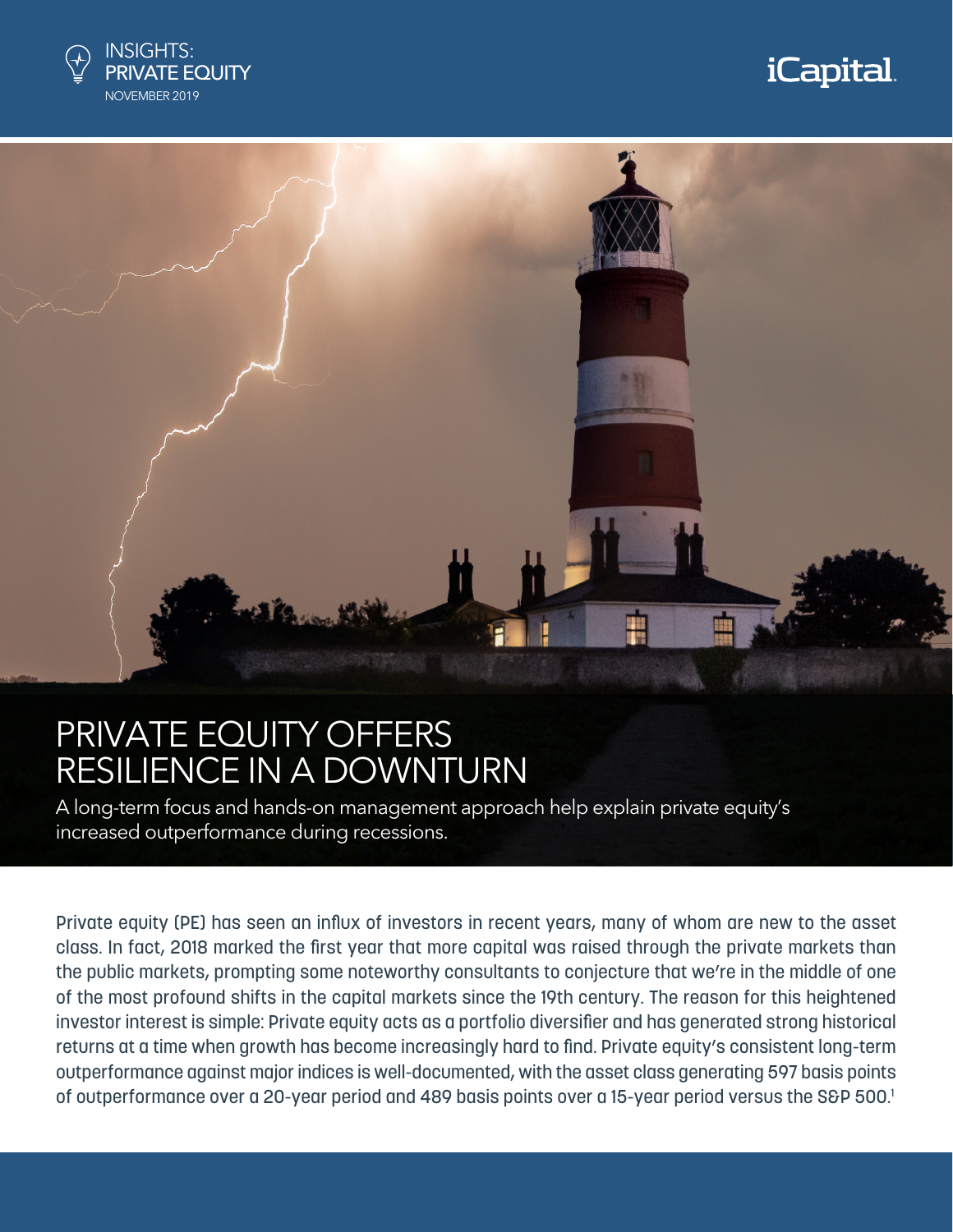INSIGHTS: PRIVATE EQUITY

NOVEMBER 2019

# PRIVATE EQUITY OFFERS RESILIENCE IN A DOWNTURN

A long-term focus and hands-on management approach help explain private equity's increased outperformance during recessions.

Private equity (PE) has seen an influx of investors in recent years, many of whom are new to the asset class. In fact, 2018 marked the first year that more capital was raised through the private markets than the public markets, prompting some noteworthy consultants to conjecture that we're in the middle of one of the most profound shifts in the capital markets since the 19th century. The reason for this heightened investor interest is simple: Private equity acts as a portfolio diversifier and has generated strong historical returns at a time when growth has become increasingly hard to find. Private equity's consistent long-term outperformance against major indices is well-documented, with the asset class generating 597 basis points of outperformance over a 20-year period and 489 basis points over a 15-year period versus the S&P 500.[1]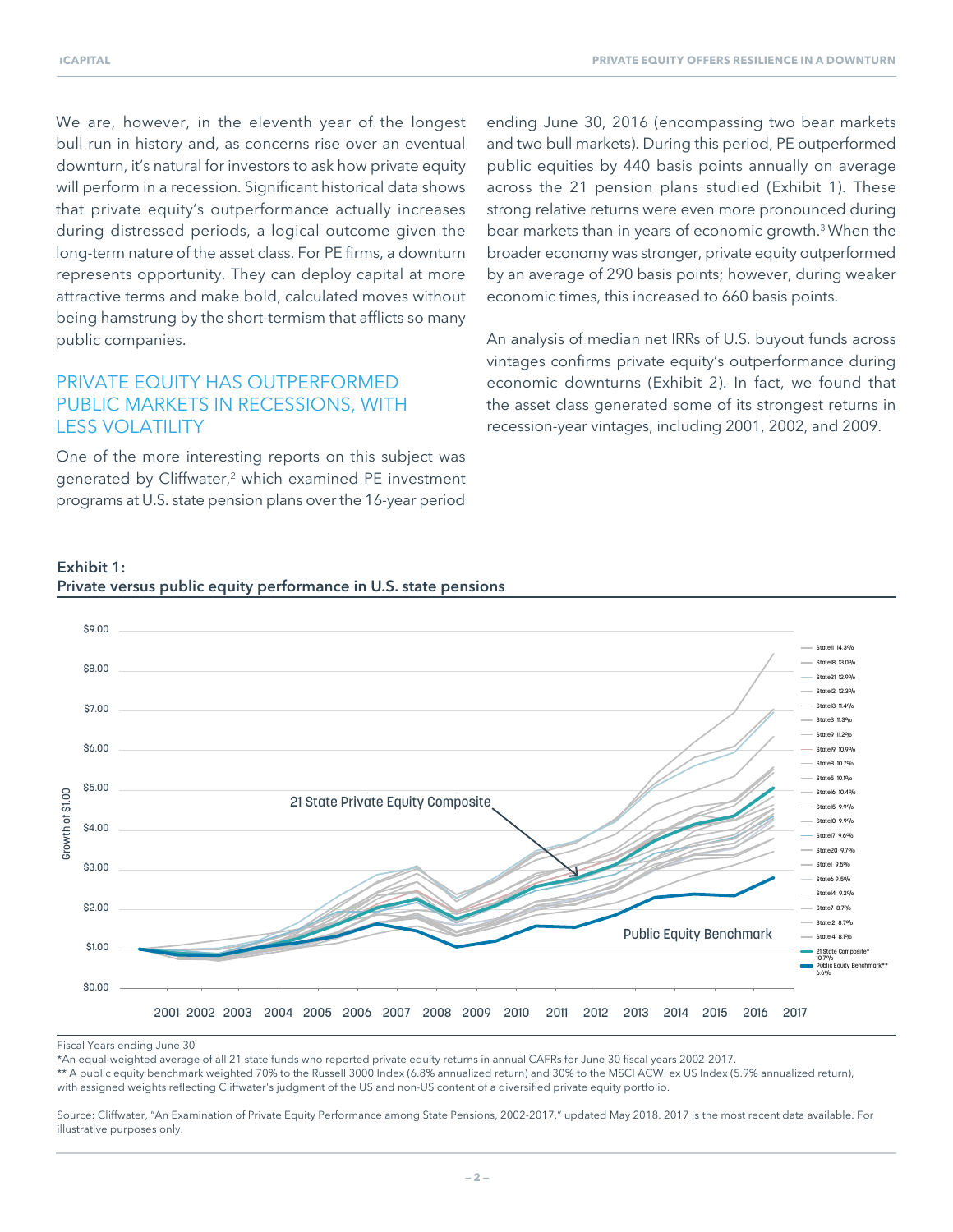We are, however, in the eleventh year of the longest bull run in history and, as concerns rise over an eventual downturn, it's natural for investors to ask how private equity will perform in a recession. Significant historical data shows that private equity's outperformance actually increases during distressed periods, a logical outcome given the long-term nature of the asset class. For PE firms, a downturn represents opportunity. They can deploy capital at more attractive terms and make bold, calculated moves without being hamstrung by the short-termism that afflicts so many public companies.

## PRIVATE EQUITY HAS OUTPERFORMED PUBLIC MARKETS IN RECESSIONS, WITH LESS VOLATILITY

One of the more interesting reports on this subject was generated by Cliffwater,[2] which examined PE investment programs at U.S. state pension plans over the 16-year period ending June 30, 2016 (encompassing two bear markets and two bull markets). During this period, PE outperformed public equities by 440 basis points annually on average across the 21 pension plans studied (Exhibit 1). These strong relative returns were even more pronounced during bear markets than in years of economic growth.[3] When the broader economy was stronger, private equity outperformed by an average of 290 basis points; however, during weaker economic times, this increased to 660 basis points.

An analysis of median net IRRs of U.S. buyout funds across vintages confirms private equity's outperformance during economic downturns (Exhibit 2). In fact, we found that the asset class generated some of its strongest returns in recession-year vintages, including 2001, 2002, and 2009.

**Exhibit 1:**
**Private versus public equity performance in U.S. state pensions**

Fiscal Years ending June 30

*An equal-weighted average of all 21 state funds who reported private equity returns in annual CAFRs for June 30 fiscal years 2002-2017.

** A public equity benchmark weighted 70% to the Russell 3000 Index (6.8% annualized return) and 30% to the MSCI ACWI ex US Index (5.9% annualized return), with assigned weights reflecting Cliffwater's judgment of the US and non-US content of a diversified private equity portfolio.

Source: Cliffwater, "An Examination of Private Equity Performance among State Pensions, 2002-2017," updated May 2018. 2017 is the most recent data available. For illustrative purposes only.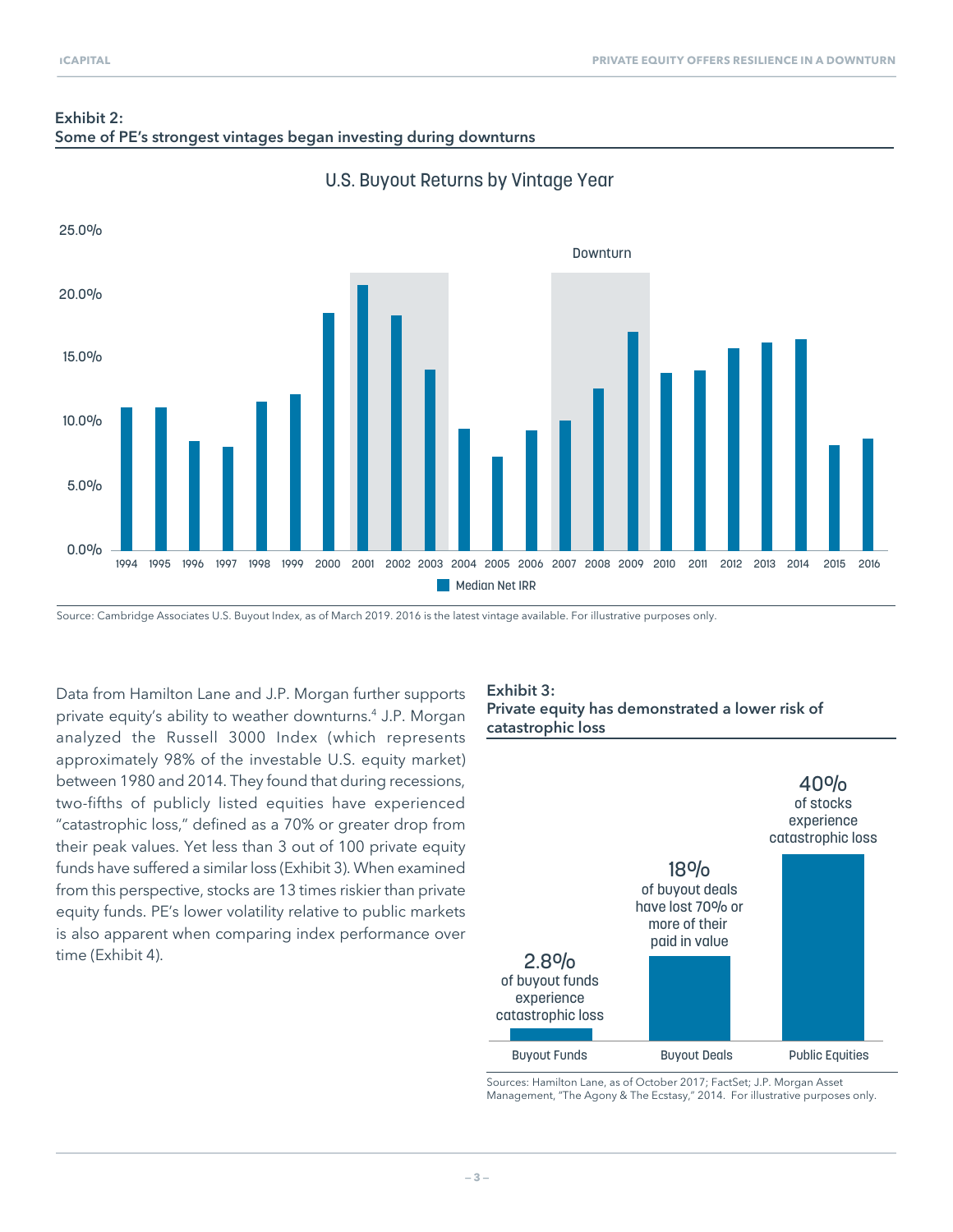**Exhibit 2:**
**Some of PE's strongest vintages began investing during downturns**

U.S. Buyout Returns by Vintage Year

Source: Cambridge Associates U.S. Buyout Index, as of March 2019. 2016 is the latest vintage available. For illustrative purposes only.

Data from Hamilton Lane and J.P. Morgan further supports private equity's ability to weather downturns.[4] J.P. Morgan analyzed the Russell 3000 Index (which represents approximately 98% of the investable U.S. equity market) between 1980 and 2014. They found that during recessions, two-fifths of publicly listed equities have experienced "catastrophic loss," defined as a 70% or greater drop from their peak values. Yet less than 3 out of 100 private equity funds have suffered a similar loss (Exhibit 3). When examined from this perspective, stocks are 13 times riskier than private equity funds. PE's lower volatility relative to public markets is also apparent when comparing index performance over time (Exhibit 4).

**Exhibit 3:**
**Private equity has demonstrated a lower risk of catastrophic loss**

Sources: Hamilton Lane, as of October 2017; FactSet; J.P. Morgan Asset Management, "The Agony & The Ecstasy," 2014. For illustrative purposes only.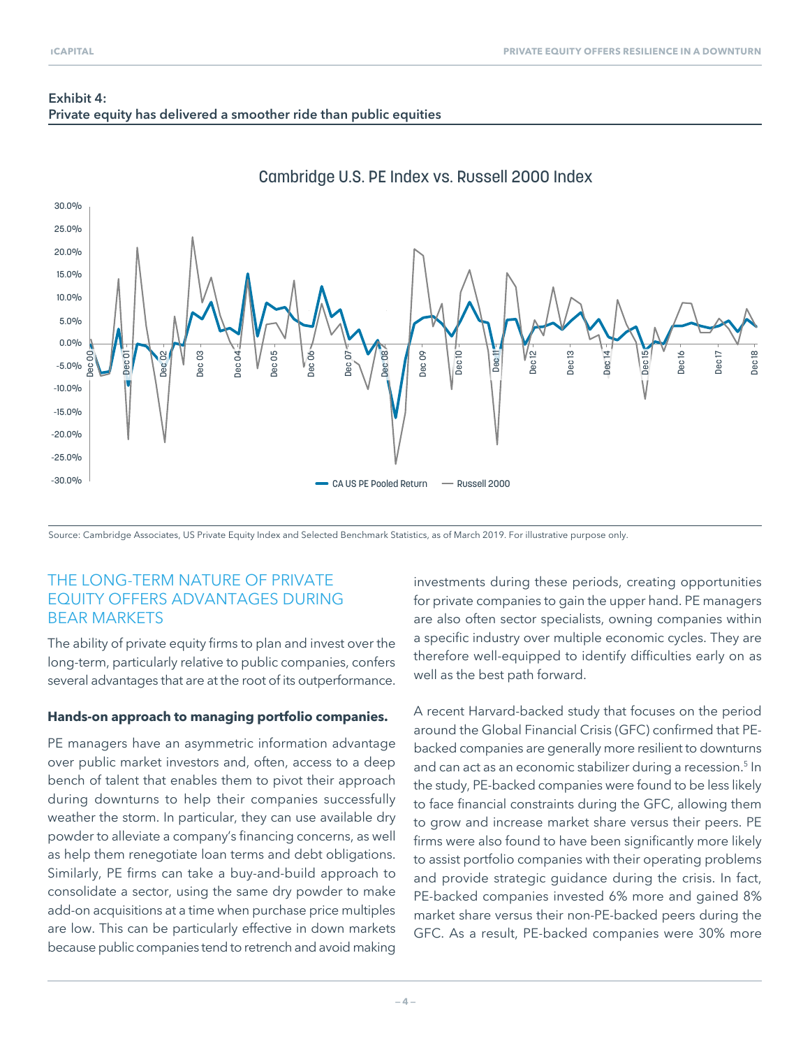**Exhibit 4:**
**Private equity has delivered a smoother ride than public equities**

Source: Cambridge Associates, US Private Equity Index and Selected Benchmark Statistics, as of March 2019. For illustrative purpose only.

## THE LONG-TERM NATURE OF PRIVATE EQUITY OFFERS ADVANTAGES DURING BEAR MARKETS

The ability of private equity firms to plan and invest over the long-term, particularly relative to public companies, confers several advantages that are at the root of its outperformance.

**Hands-on approach to managing portfolio companies.**

PE managers have an asymmetric information advantage over public market investors and, often, access to a deep bench of talent that enables them to pivot their approach during downturns to help their companies successfully weather the storm. In particular, they can use available dry powder to alleviate a company's financing concerns, as well as help them renegotiate loan terms and debt obligations. Similarly, PE firms can take a buy-and-build approach to consolidate a sector, using the same dry powder to make add-on acquisitions at a time when purchase price multiples are low. This can be particularly effective in down markets because public companies tend to retrench and avoid making investments during these periods, creating opportunities for private companies to gain the upper hand. PE managers are also often sector specialists, owning companies within a specific industry over multiple economic cycles. They are therefore well-equipped to identify difficulties early on as well as the best path forward.

A recent Harvard-backed study that focuses on the period around the Global Financial Crisis (GFC) confirmed that PE-backed companies are generally more resilient to downturns and can act as an economic stabilizer during a recession.[5] In the study, PE-backed companies were found to be less likely to face financial constraints during the GFC, allowing them to grow and increase market share versus their peers. PE firms were also found to have been significantly more likely to assist portfolio companies with their operating problems and provide strategic guidance during the crisis. In fact, PE-backed companies invested 6% more and gained 8% market share versus their non-PE-backed peers during the GFC. As a result, PE-backed companies were 30% more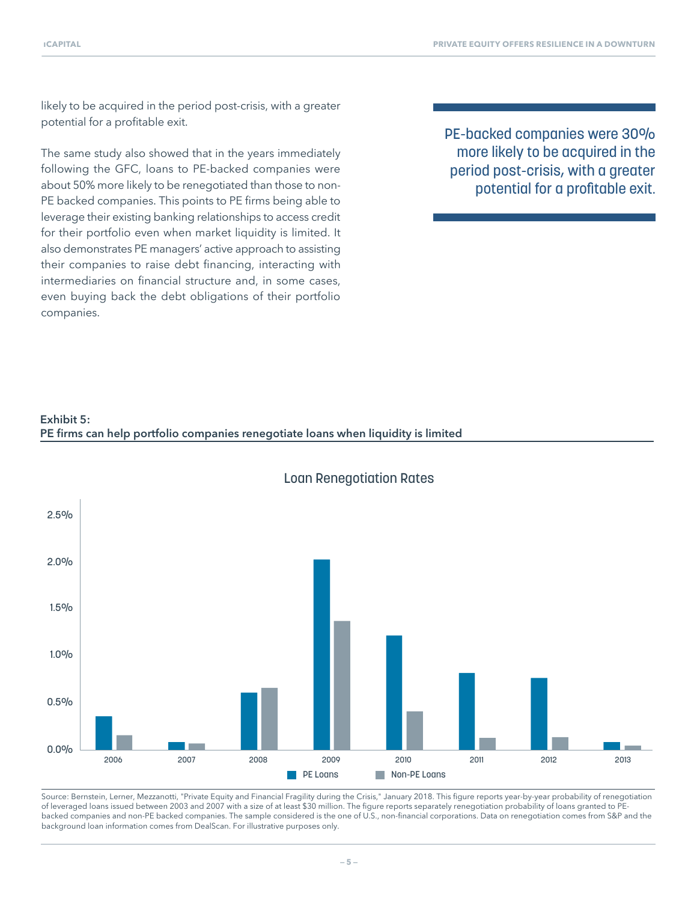likely to be acquired in the period post-crisis, with a greater potential for a profitable exit.

The same study also showed that in the years immediately following the GFC, loans to PE-backed companies were about 50% more likely to be renegotiated than those to non-PE backed companies. This points to PE firms being able to leverage their existing banking relationships to access credit for their portfolio even when market liquidity is limited. It also demonstrates PE managers' active approach to assisting their companies to raise debt financing, interacting with intermediaries on financial structure and, in some cases, even buying back the debt obligations of their portfolio companies.

> PE-backed companies were 30% more likely to be acquired in the period post-crisis, with a greater potential for a profitable exit.

**Exhibit 5:**
**PE firms can help portfolio companies renegotiate loans when liquidity is limited**

Loan Renegotiation Rates

Legend: PE Loans, Non-PE Loans

Y-axis: 0.0%, 0.5%, 1.0%, 1.5%, 2.0%, 2.5%

X-axis: 2006, 2007, 2008, 2009, 2010, 2011, 2012, 2013

Source: Bernstein, Lerner, Mezzanotti, "Private Equity and Financial Fragility during the Crisis," January 2018. This figure reports year-by-year probability of renegotiation of leveraged loans issued between 2003 and 2007 with a size of at least $30 million. The figure reports separately renegotiation probability of loans granted to PE-backed companies and non-PE backed companies. The sample considered is the one of U.S., non-financial corporations. Data on renegotiation comes from S&P and the background loan information comes from DealScan. For illustrative purposes only.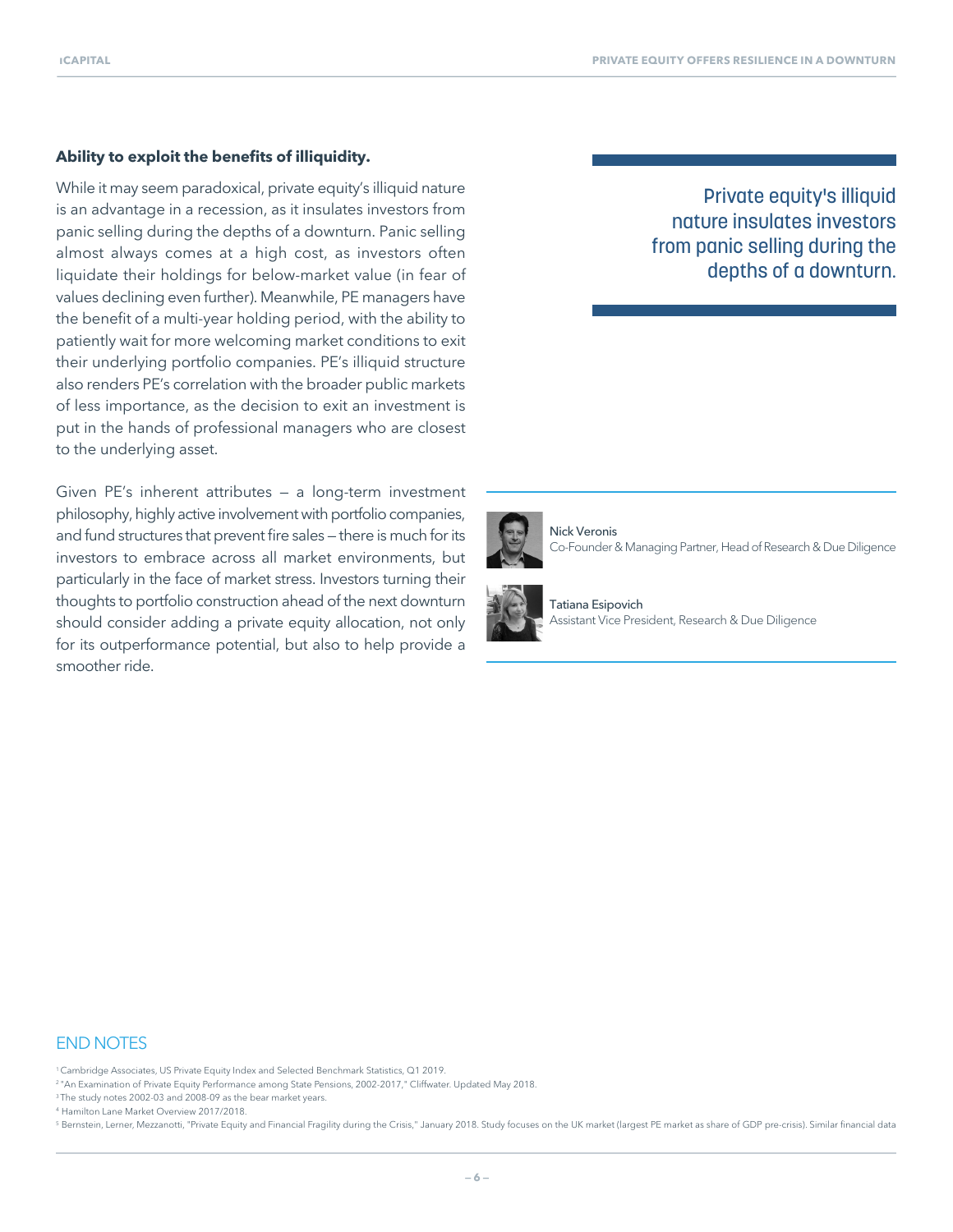**Ability to exploit the benefits of illiquidity.**

While it may seem paradoxical, private equity's illiquid nature is an advantage in a recession, as it insulates investors from panic selling during the depths of a downturn. Panic selling almost always comes at a high cost, as investors often liquidate their holdings for below-market value (in fear of values declining even further). Meanwhile, PE managers have the benefit of a multi-year holding period, with the ability to patiently wait for more welcoming market conditions to exit their underlying portfolio companies. PE's illiquid structure also renders PE's correlation with the broader public markets of less importance, as the decision to exit an investment is put in the hands of professional managers who are closest to the underlying asset.

> Private equity's illiquid nature insulates investors from panic selling during the depths of a downturn.

Given PE's inherent attributes – a long-term investment philosophy, highly active involvement with portfolio companies, and fund structures that prevent fire sales – there is much for its investors to embrace across all market environments, but particularly in the face of market stress. Investors turning their thoughts to portfolio construction ahead of the next downturn should consider adding a private equity allocation, not only for its outperformance potential, but also to help provide a smoother ride.

Nick Veronis
Co-Founder & Managing Partner, Head of Research & Due Diligence

Tatiana Esipovich
Assistant Vice President, Research & Due Diligence

## END NOTES

[1] Cambridge Associates, US Private Equity Index and Selected Benchmark Statistics, Q1 2019.

[2] "An Examination of Private Equity Performance among State Pensions, 2002-2017," Cliffwater. Updated May 2018.

[3] The study notes 2002-03 and 2008-09 as the bear market years.

[4] Hamilton Lane Market Overview 2017/2018.

[5] Bernstein, Lerner, Mezzanotti, "Private Equity and Financial Fragility during the Crisis," January 2018. Study focuses on the UK market (largest PE market as share of GDP pre-crisis). Similar financial data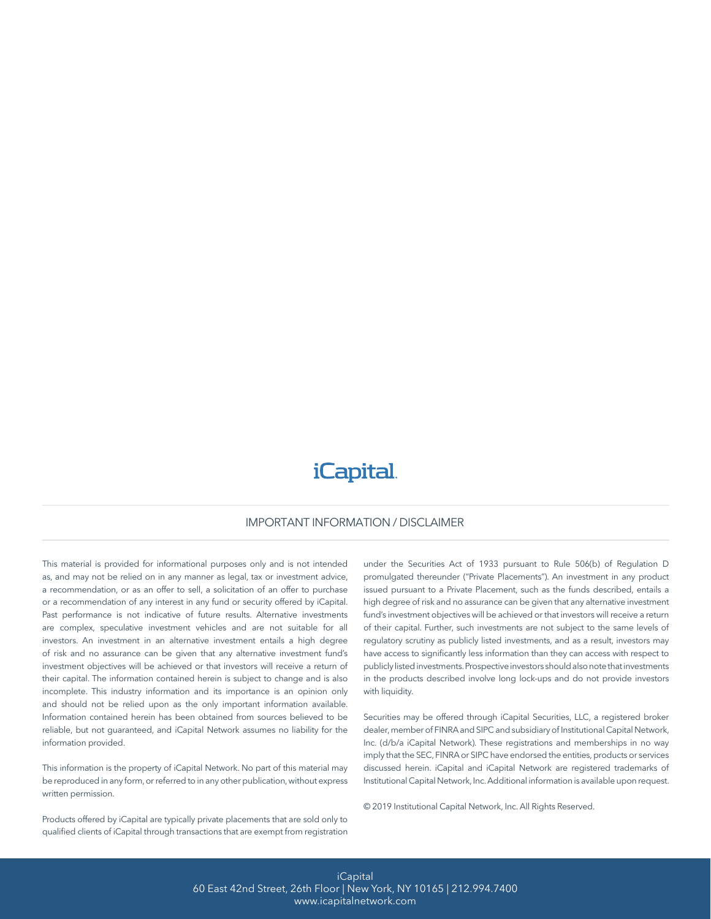iCapital.

## IMPORTANT INFORMATION / DISCLAIMER

This material is provided for informational purposes only and is not intended as, and may not be relied on in any manner as legal, tax or investment advice, a recommendation, or as an offer to sell, a solicitation of an offer to purchase or a recommendation of any interest in any fund or security offered by iCapital. Past performance is not indicative of future results. Alternative investments are complex, speculative investment vehicles and are not suitable for all investors. An investment in an alternative investment entails a high degree of risk and no assurance can be given that any alternative investment fund's investment objectives will be achieved or that investors will receive a return of their capital. The information contained herein is subject to change and is also incomplete. This industry information and its importance is an opinion only and should not be relied upon as the only important information available. Information contained herein has been obtained from sources believed to be reliable, but not guaranteed, and iCapital Network assumes no liability for the information provided.

This information is the property of iCapital Network. No part of this material may be reproduced in any form, or referred to in any other publication, without express written permission.

Products offered by iCapital are typically private placements that are sold only to qualified clients of iCapital through transactions that are exempt from registration under the Securities Act of 1933 pursuant to Rule 506(b) of Regulation D promulgated thereunder ("Private Placements"). An investment in any product issued pursuant to a Private Placement, such as the funds described, entails a high degree of risk and no assurance can be given that any alternative investment fund's investment objectives will be achieved or that investors will receive a return of their capital. Further, such investments are not subject to the same levels of regulatory scrutiny as publicly listed investments, and as a result, investors may have access to significantly less information than they can access with respect to publicly listed investments. Prospective investors should also note that investments in the products described involve long lock-ups and do not provide investors with liquidity.

Securities may be offered through iCapital Securities, LLC, a registered broker dealer, member of FINRA and SIPC and subsidiary of Institutional Capital Network, Inc. (d/b/a iCapital Network). These registrations and memberships in no way imply that the SEC, FINRA or SIPC have endorsed the entities, products or services discussed herein. iCapital and iCapital Network are registered trademarks of Institutional Capital Network, Inc. Additional information is available upon request.

© 2019 Institutional Capital Network, Inc. All Rights Reserved.

iCapital
60 East 42nd Street, 26th Floor | New York, NY 10165 | 212.994.7400
www.icapitalnetwork.com